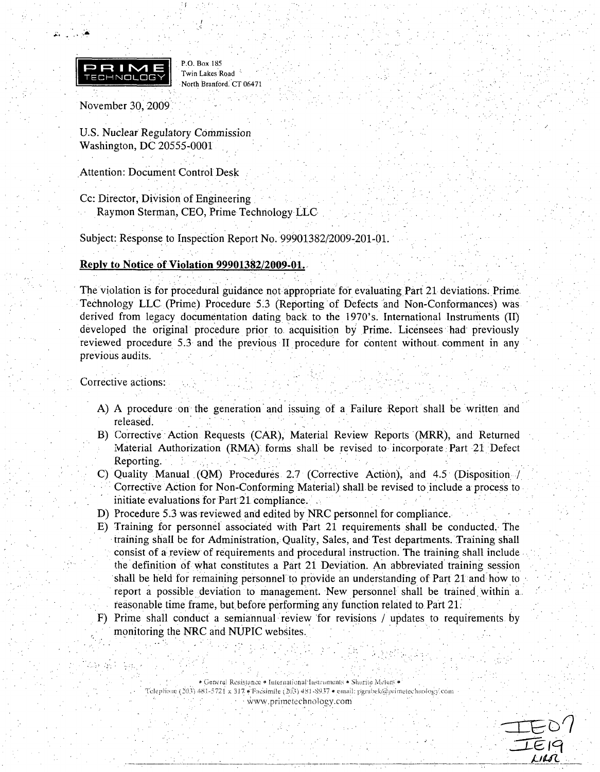PRIME TECHNOLOGY

P.O. Box 185
Twin Lakes Road
North Branford. CT 06471

November 30, 2009

U.S. Nuclear Regulatory Commission
Washington, DC 20555-0001

Attention: Document Control Desk

Cc: Director, Division of Engineering
Raymon Sterman, CEO, Prime Technology LLC

Subject: Response to Inspection Report No. 99901382/2009-201-01.

**Reply to Notice of Violation 99901382/2009-01.**

The violation is for procedural guidance not appropriate for evaluating Part 21 deviations. Prime Technology LLC (Prime) Procedure 5.3 (Reporting of Defects and Non-Conformances) was derived from legacy documentation dating back to the 1970's. International Instruments (II) developed the original procedure prior to acquisition by Prime. Licensees had previously reviewed procedure 5.3 and the previous II procedure for content without comment in any previous audits.

Corrective actions:

A) A procedure on the generation and issuing of a Failure Report shall be written and released.
B) Corrective Action Requests (CAR), Material Review Reports (MRR), and Returned Material Authorization (RMA) forms shall be revised to incorporate Part 21 Defect Reporting.
C) Quality Manual (QM) Procedures 2.7 (Corrective Action), and 4.5 (Disposition / Corrective Action for Non-Conforming Material) shall be revised to include a process to initiate evaluations for Part 21 compliance.
D) Procedure 5.3 was reviewed and edited by NRC personnel for compliance.
E) Training for personnel associated with Part 21 requirements shall be conducted. The training shall be for Administration, Quality, Sales, and Test departments. Training shall consist of a review of requirements and procedural instruction. The training shall include the definition of what constitutes a Part 21 Deviation. An abbreviated training session shall be held for remaining personnel to provide an understanding of Part 21 and how to report a possible deviation to management. New personnel shall be trained within a reasonable time frame, but before performing any function related to Part 21.
F) Prime shall conduct a semiannual review for revisions / updates to requirements by monitoring the NRC and NUPIC websites.

• General Resistance • International Instruments • Shurite Meters •
Telephone (203) 481-5721 x 317 • Facsimile (203) 481-8937 • email: pgrabek@primetechnology.com
www.primetechnology.com

IE07
IE19
NRR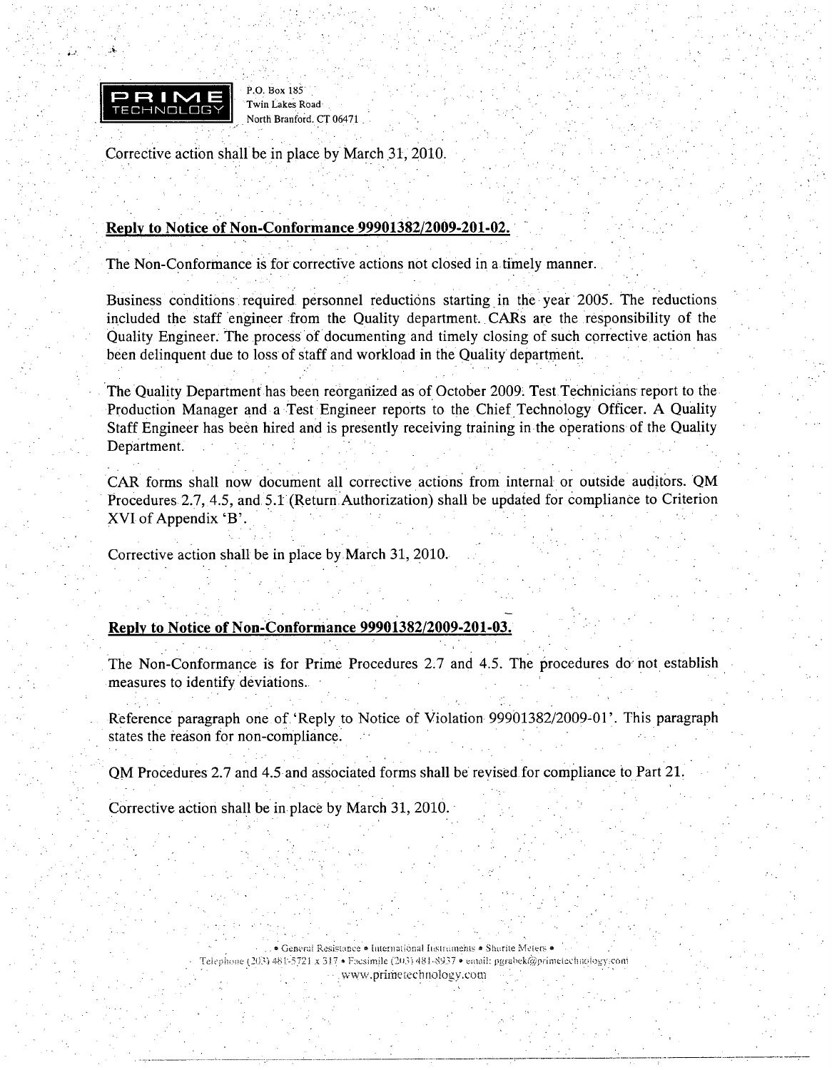Corrective action shall be in place by March 31, 2010.

**Reply to Notice of Non-Conformance 99901382/2009-201-02.**

The Non-Conformance is for corrective actions not closed in a timely manner.

Business conditions required personnel reductions starting in the year 2005. The reductions included the staff engineer from the Quality department. CARs are the responsibility of the Quality Engineer. The process of documenting and timely closing of such corrective action has been delinquent due to loss of staff and workload in the Quality department.

The Quality Department has been reorganized as of October 2009. Test Technicians report to the Production Manager and a Test Engineer reports to the Chief Technology Officer. A Quality Staff Engineer has been hired and is presently receiving training in the operations of the Quality Department.

CAR forms shall now document all corrective actions from internal or outside auditors. QM Procedures 2.7, 4.5, and 5.1 (Return Authorization) shall be updated for compliance to Criterion XVI of Appendix 'B'.

Corrective action shall be in place by March 31, 2010.

**Reply to Notice of Non-Conformance 99901382/2009-201-03.**

The Non-Conformance is for Prime Procedures 2.7 and 4.5. The procedures do not establish measures to identify deviations.

Reference paragraph one of 'Reply to Notice of Violation 99901382/2009-01'. This paragraph states the reason for non-compliance.

QM Procedures 2.7 and 4.5 and associated forms shall be revised for compliance to Part 21.

Corrective action shall be in place by March 31, 2010.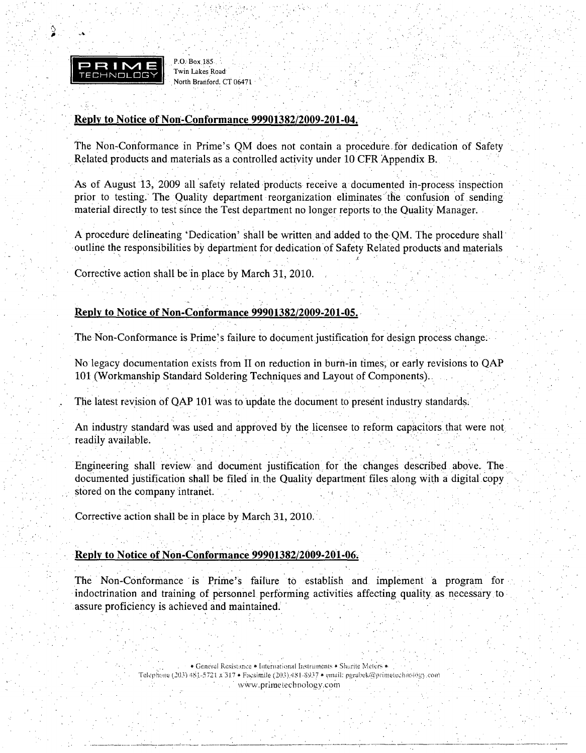PRIME TECHNOLOGY

P.O. Box 185
Twin Lakes Road
North Branford, CT 06471

## Reply to Notice of Non-Conformance 99901382/2009-201-04.

The Non-Conformance in Prime's QM does not contain a procedure for dedication of Safety Related products and materials as a controlled activity under 10 CFR Appendix B.

As of August 13, 2009 all safety related products receive a documented in-process inspection prior to testing. The Quality department reorganization eliminates the confusion of sending material directly to test since the Test department no longer reports to the Quality Manager.

A procedure delineating 'Dedication' shall be written and added to the QM. The procedure shall outline the responsibilities by department for dedication of Safety Related products and materials

Corrective action shall be in place by March 31, 2010.

## Reply to Notice of Non-Conformance 99901382/2009-201-05.

The Non-Conformance is Prime's failure to document justification for design process change.

No legacy documentation exists from II on reduction in burn-in times, or early revisions to QAP 101 (Workmanship Standard Soldering Techniques and Layout of Components).

The latest revision of QAP 101 was to update the document to present industry standards.

An industry standard was used and approved by the licensee to reform capacitors that were not readily available.

Engineering shall review and document justification for the changes described above. The documented justification shall be filed in the Quality department files along with a digital copy stored on the company intranet.

Corrective action shall be in place by March 31, 2010.

## Reply to Notice of Non-Conformance 99901382/2009-201-06.

The Non-Conformance is Prime's failure to establish and implement a program for indoctrination and training of personnel performing activities affecting quality as necessary to assure proficiency is achieved and maintained.

• General Resistance • International Instruments • Sharite Meters •
Telephone (203) 481-5721 x 317 • Facsimile (203) 481-8937 • email: pgrabek@primetechnology.com
www.primetechnology.com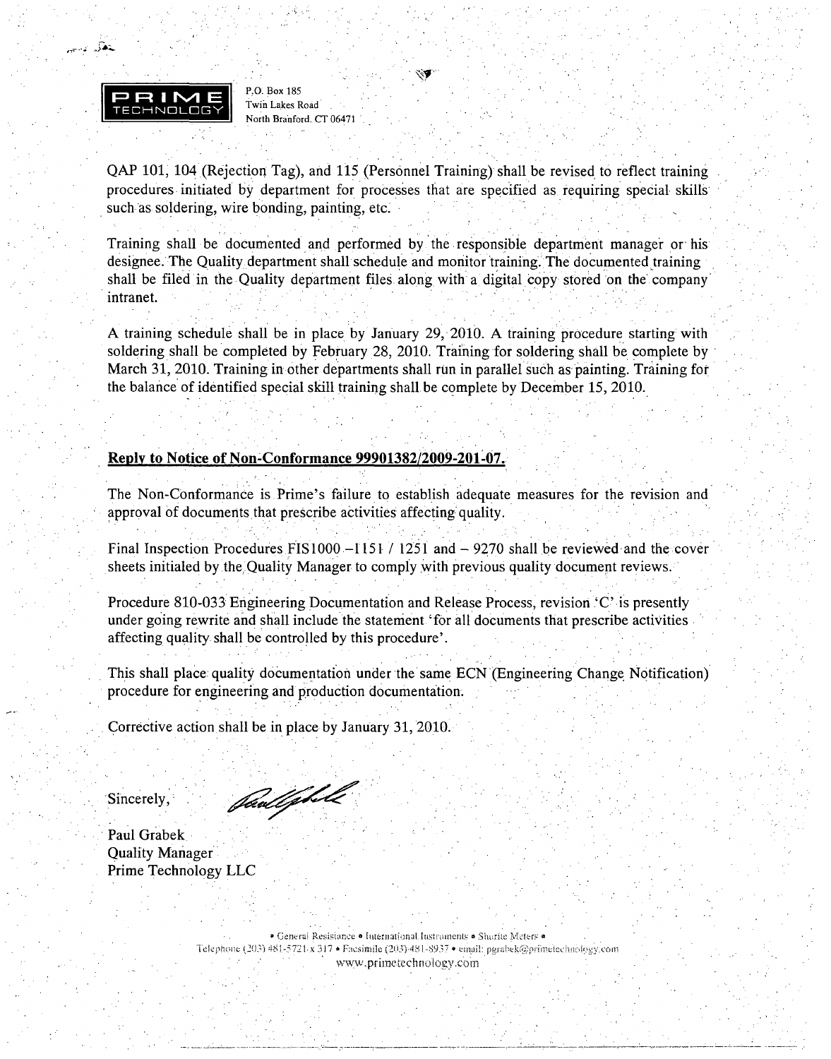PRIME TECHNOLOGY

P.O. Box 185
Twin Lakes Road
North Branford, CT 06471

QAP 101, 104 (Rejection Tag), and 115 (Personnel Training) shall be revised to reflect training procedures initiated by department for processes that are specified as requiring special skills such as soldering, wire bonding, painting, etc.

Training shall be documented and performed by the responsible department manager or his designee. The Quality department shall schedule and monitor training. The documented training shall be filed in the Quality department files along with a digital copy stored on the company intranet.

A training schedule shall be in place by January 29, 2010. A training procedure starting with soldering shall be completed by February 28, 2010. Training for soldering shall be complete by March 31, 2010. Training in other departments shall run in parallel such as painting. Training for the balance of identified special skill training shall be complete by December 15, 2010.

**Reply to Notice of Non-Conformance 99901382/2009-201-07.**

The Non-Conformance is Prime's failure to establish adequate measures for the revision and approval of documents that prescribe activities affecting quality.

Final Inspection Procedures FIS1000 –1151 / 1251 and – 9270 shall be reviewed and the cover sheets initialed by the Quality Manager to comply with previous quality document reviews.

Procedure 810-033 Engineering Documentation and Release Process, revision 'C' is presently under going rewrite and shall include the statement 'for all documents that prescribe activities affecting quality shall be controlled by this procedure'.

This shall place quality documentation under the same ECN (Engineering Change Notification) procedure for engineering and production documentation.

Corrective action shall be in place by January 31, 2010.

Sincerely,

Paul Grabek
Quality Manager
Prime Technology LLC

• General Resistance • International Instruments • Shurite Meters •
Telephone (203) 481-5721 x 317 • Facsimile (203) 481-8937 • email: pgrabek@primetechnology.com
www.primetechnology.com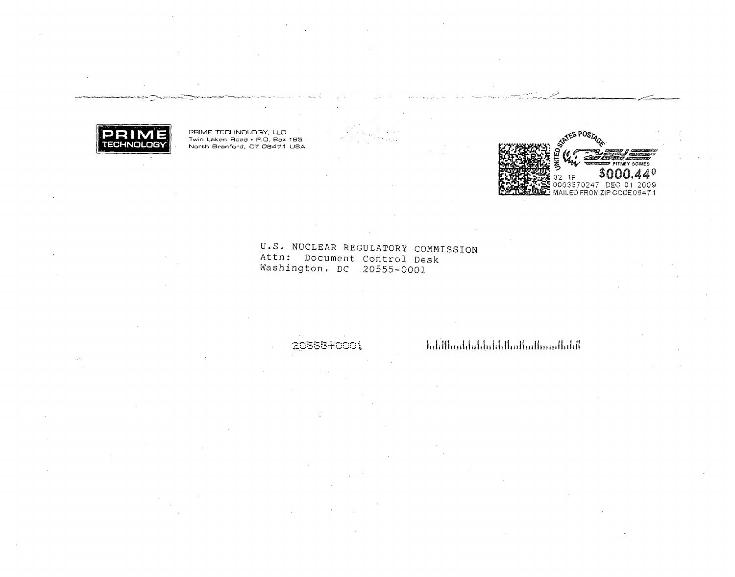PRIME TECHNOLOGY

PRIME TECHNOLOGY, LLC
Twin Lakes Road • P.O. Box 185
North Branford, CT 06471 USA

UNITED STATES POSTAGE
PITNEY BOWES
02 1P $000.44[0]
0003370247 DEC 01 2009
MAILED FROM ZIP CODE 06471

U.S. NUCLEAR REGULATORY COMMISSION
Attn: Document Control Desk
Washington, DC 20555-0001

20555+0001